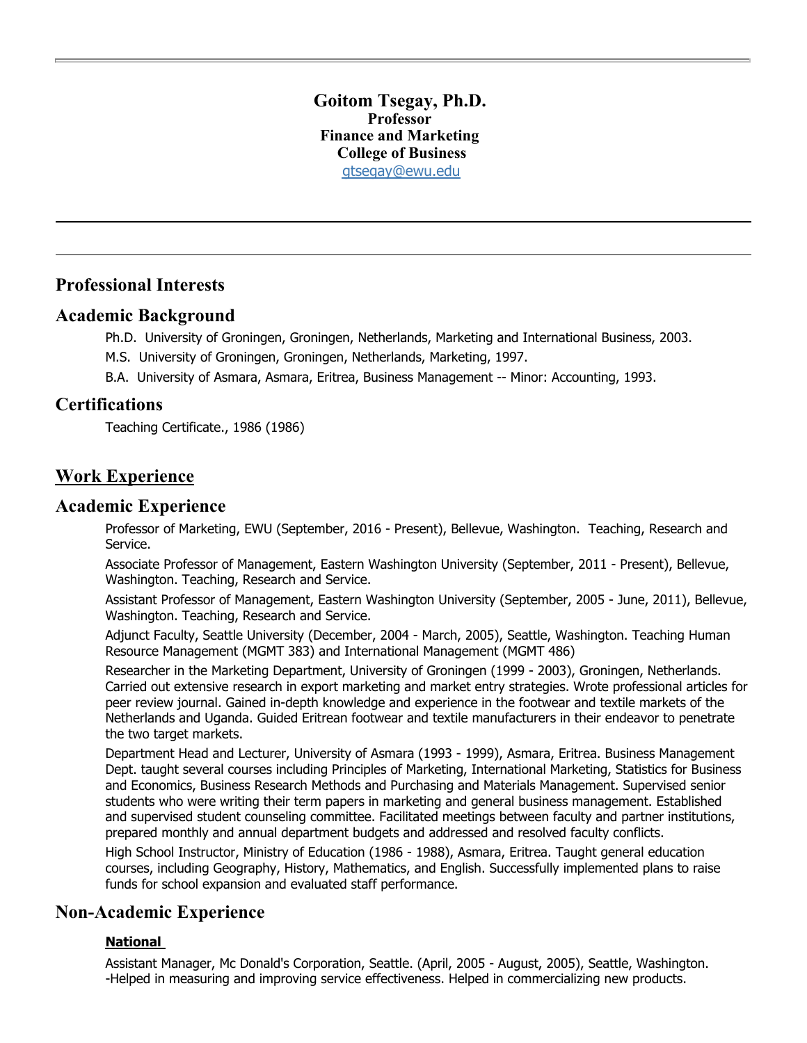# Goitom Tsegay, Ph.D.

**Professor**
**Finance and Marketing**
**College of Business**
gtsegay@ewu.edu

---

---

## Professional Interests

## Academic Background

Ph.D. University of Groningen, Groningen, Netherlands, Marketing and International Business, 2003.

M.S. University of Groningen, Groningen, Netherlands, Marketing, 1997.

B.A. University of Asmara, Asmara, Eritrea, Business Management -- Minor: Accounting, 1993.

## Certifications

Teaching Certificate., 1986 (1986)

## Work Experience

## Academic Experience

Professor of Marketing, EWU (September, 2016 - Present), Bellevue, Washington. Teaching, Research and Service.

Associate Professor of Management, Eastern Washington University (September, 2011 - Present), Bellevue, Washington. Teaching, Research and Service.

Assistant Professor of Management, Eastern Washington University (September, 2005 - June, 2011), Bellevue, Washington. Teaching, Research and Service.

Adjunct Faculty, Seattle University (December, 2004 - March, 2005), Seattle, Washington. Teaching Human Resource Management (MGMT 383) and International Management (MGMT 486)

Researcher in the Marketing Department, University of Groningen (1999 - 2003), Groningen, Netherlands. Carried out extensive research in export marketing and market entry strategies. Wrote professional articles for peer review journal. Gained in-depth knowledge and experience in the footwear and textile markets of the Netherlands and Uganda. Guided Eritrean footwear and textile manufacturers in their endeavor to penetrate the two target markets.

Department Head and Lecturer, University of Asmara (1993 - 1999), Asmara, Eritrea. Business Management Dept. taught several courses including Principles of Marketing, International Marketing, Statistics for Business and Economics, Business Research Methods and Purchasing and Materials Management. Supervised senior students who were writing their term papers in marketing and general business management. Established and supervised student counseling committee. Facilitated meetings between faculty and partner institutions, prepared monthly and annual department budgets and addressed and resolved faculty conflicts.

High School Instructor, Ministry of Education (1986 - 1988), Asmara, Eritrea. Taught general education courses, including Geography, History, Mathematics, and English. Successfully implemented plans to raise funds for school expansion and evaluated staff performance.

## Non-Academic Experience

### National

Assistant Manager, Mc Donald's Corporation, Seattle. (April, 2005 - August, 2005), Seattle, Washington. -Helped in measuring and improving service effectiveness. Helped in commercializing new products.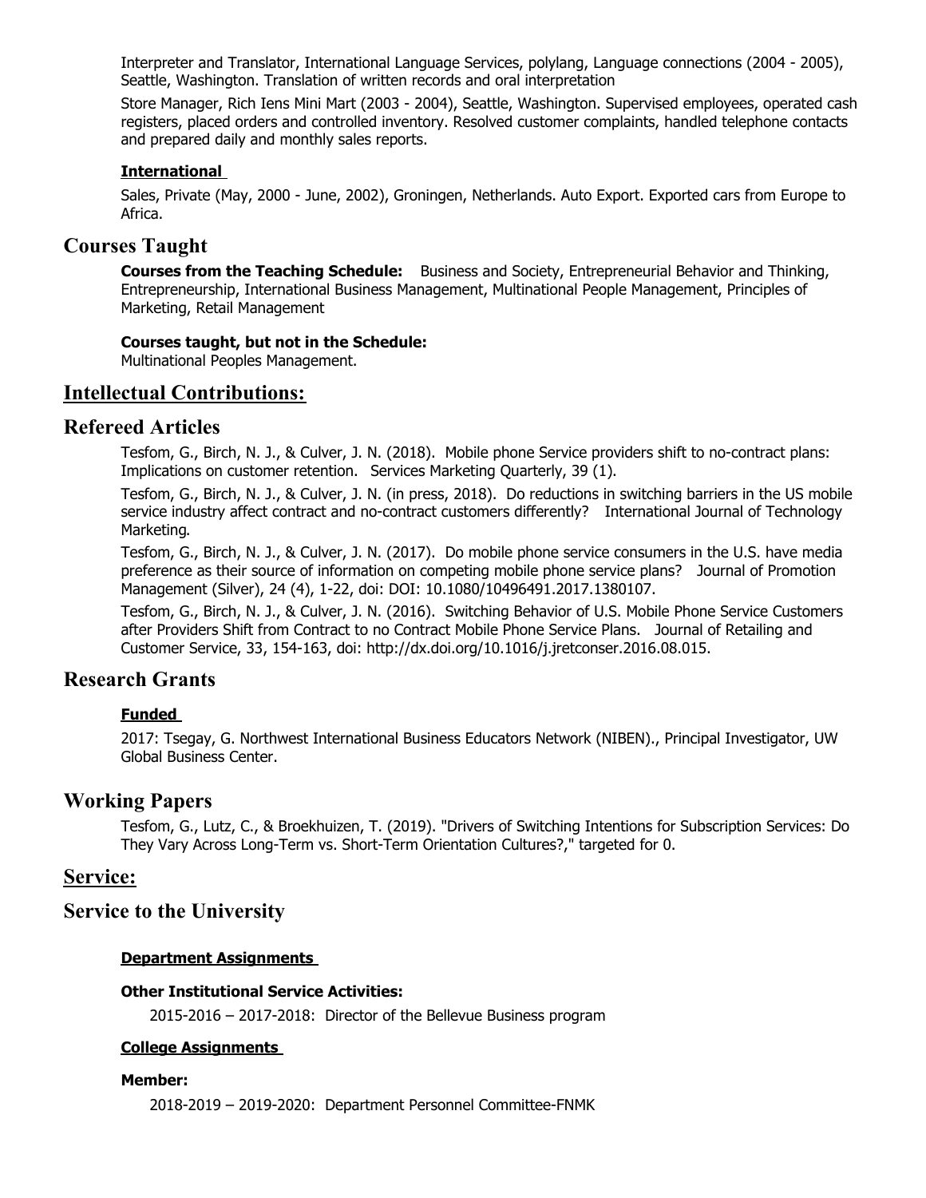Interpreter and Translator, International Language Services, polylang, Language connections (2004 - 2005), Seattle, Washington. Translation of written records and oral interpretation

Store Manager, Rich Iens Mini Mart (2003 - 2004), Seattle, Washington. Supervised employees, operated cash registers, placed orders and controlled inventory. Resolved customer complaints, handled telephone contacts and prepared daily and monthly sales reports.

#### International

Sales, Private (May, 2000 - June, 2002), Groningen, Netherlands. Auto Export. Exported cars from Europe to Africa.

## Courses Taught

**Courses from the Teaching Schedule:** Business and Society, Entrepreneurial Behavior and Thinking, Entrepreneurship, International Business Management, Multinational People Management, Principles of Marketing, Retail Management

**Courses taught, but not in the Schedule:**
Multinational Peoples Management.

# Intellectual Contributions:

## Refereed Articles

Tesfom, G., Birch, N. J., & Culver, J. N. (2018). Mobile phone Service providers shift to no-contract plans: Implications on customer retention. Services Marketing Quarterly, 39 (1).

Tesfom, G., Birch, N. J., & Culver, J. N. (in press, 2018). Do reductions in switching barriers in the US mobile service industry affect contract and no-contract customers differently? International Journal of Technology Marketing.

Tesfom, G., Birch, N. J., & Culver, J. N. (2017). Do mobile phone service consumers in the U.S. have media preference as their source of information on competing mobile phone service plans? Journal of Promotion Management (Silver), 24 (4), 1-22, doi: DOI: 10.1080/10496491.2017.1380107.

Tesfom, G., Birch, N. J., & Culver, J. N. (2016). Switching Behavior of U.S. Mobile Phone Service Customers after Providers Shift from Contract to no Contract Mobile Phone Service Plans. Journal of Retailing and Customer Service, 33, 154-163, doi: http://dx.doi.org/10.1016/j.jretconser.2016.08.015.

## Research Grants

#### Funded

2017: Tsegay, G. Northwest International Business Educators Network (NIBEN)., Principal Investigator, UW Global Business Center.

## Working Papers

Tesfom, G., Lutz, C., & Broekhuizen, T. (2019). "Drivers of Switching Intentions for Subscription Services: Do They Vary Across Long-Term vs. Short-Term Orientation Cultures?," targeted for 0.

# Service:

## Service to the University

#### Department Assignments

**Other Institutional Service Activities:**

2015-2016 – 2017-2018: Director of the Bellevue Business program

#### College Assignments

**Member:**

2018-2019 – 2019-2020: Department Personnel Committee-FNMK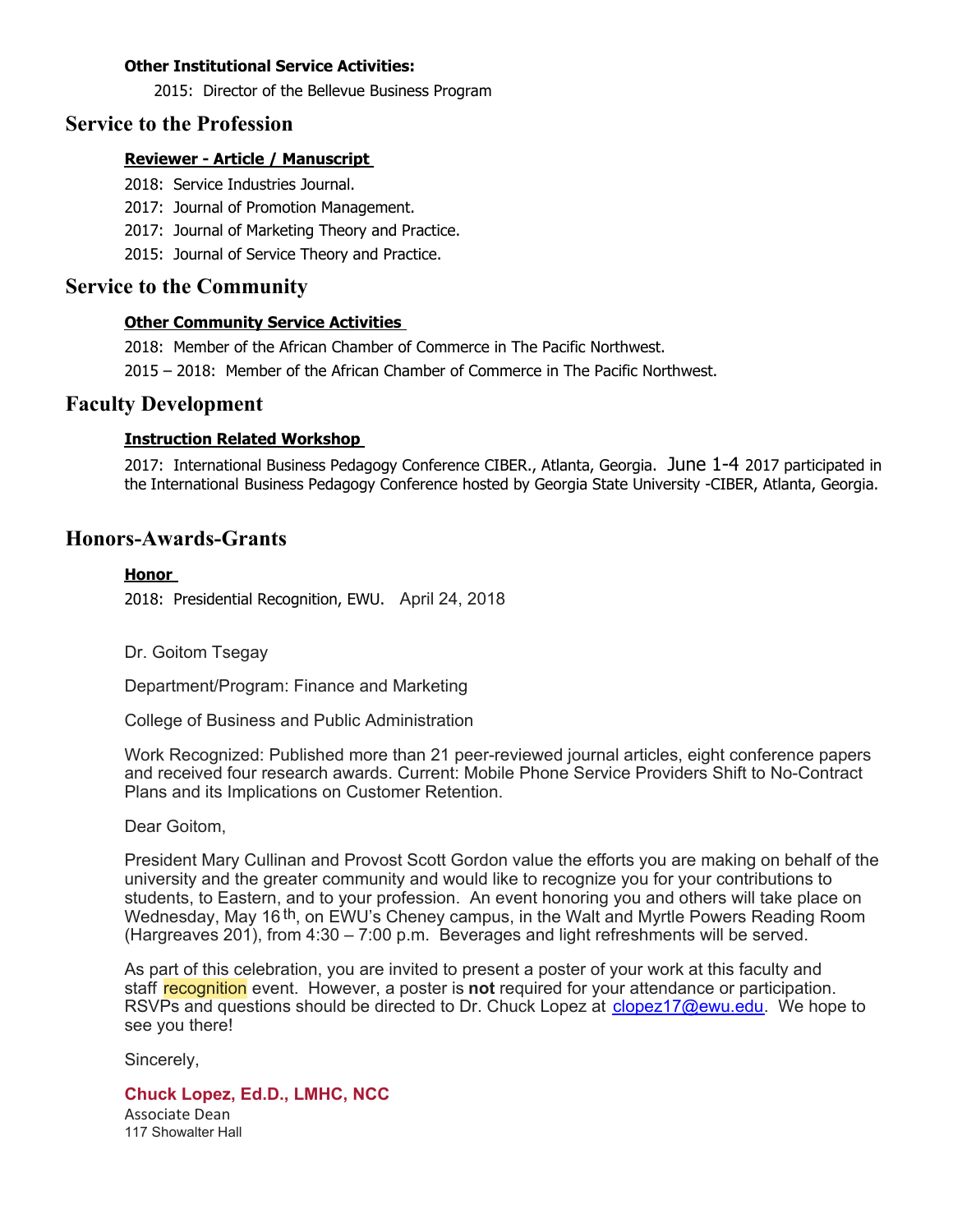**Other Institutional Service Activities:**

2015: Director of the Bellevue Business Program

## Service to the Profession

### Reviewer - Article / Manuscript

2018: Service Industries Journal.

2017: Journal of Promotion Management.

2017: Journal of Marketing Theory and Practice.

2015: Journal of Service Theory and Practice.

## Service to the Community

### Other Community Service Activities

2018: Member of the African Chamber of Commerce in The Pacific Northwest.

2015 – 2018: Member of the African Chamber of Commerce in The Pacific Northwest.

## Faculty Development

### Instruction Related Workshop

2017: International Business Pedagogy Conference CIBER., Atlanta, Georgia. June 1-4 2017 participated in the International Business Pedagogy Conference hosted by Georgia State University -CIBER, Atlanta, Georgia.

## Honors-Awards-Grants

### Honor

2018: Presidential Recognition, EWU. April 24, 2018

Dr. Goitom Tsegay

Department/Program: Finance and Marketing

College of Business and Public Administration

Work Recognized: Published more than 21 peer-reviewed journal articles, eight conference papers and received four research awards. Current: Mobile Phone Service Providers Shift to No-Contract Plans and its Implications on Customer Retention.

Dear Goitom,

President Mary Cullinan and Provost Scott Gordon value the efforts you are making on behalf of the university and the greater community and would like to recognize you for your contributions to students, to Eastern, and to your profession. An event honoring you and others will take place on Wednesday, May 16th, on EWU's Cheney campus, in the Walt and Myrtle Powers Reading Room (Hargreaves 201), from 4:30 – 7:00 p.m. Beverages and light refreshments will be served.

As part of this celebration, you are invited to present a poster of your work at this faculty and staff recognition event. However, a poster is **not** required for your attendance or participation. RSVPs and questions should be directed to Dr. Chuck Lopez at clopez17@ewu.edu. We hope to see you there!

Sincerely,

**Chuck Lopez, Ed.D., LMHC, NCC**
Associate Dean
117 Showalter Hall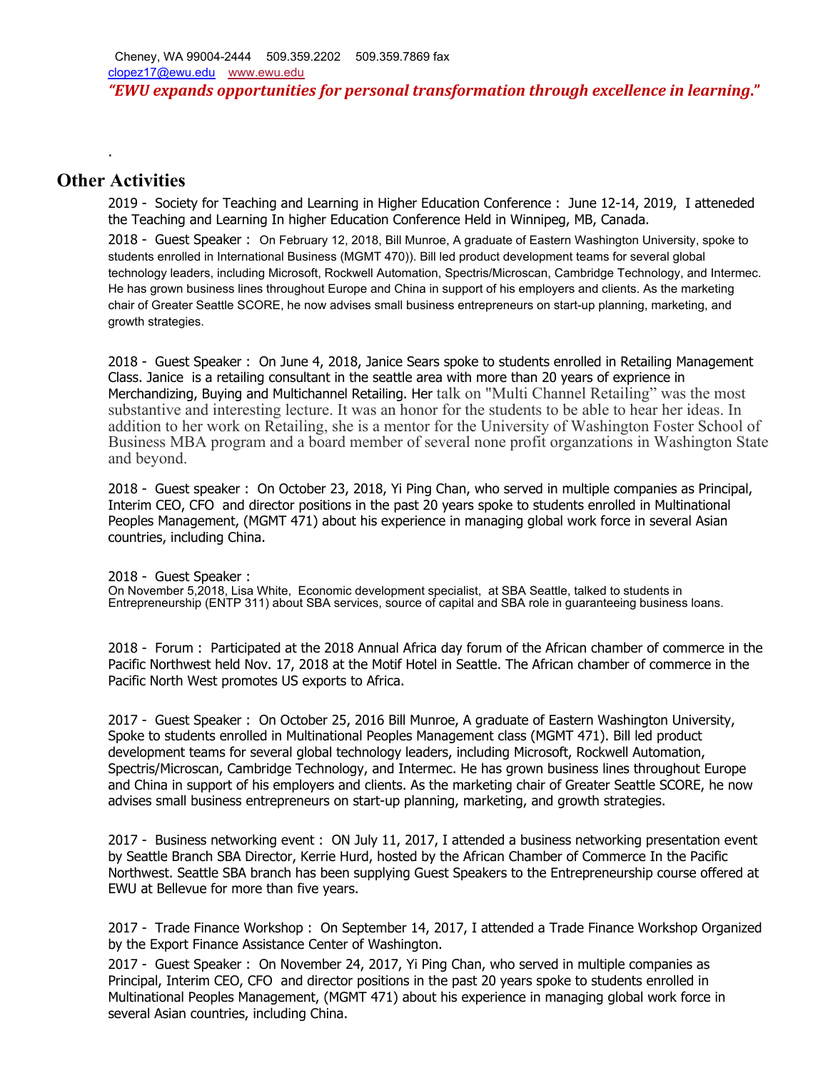Cheney, WA 99004-2444 509.359.2202 509.359.7869 fax
clopez17@ewu.edu www.ewu.edu

***"EWU expands opportunities for personal transformation through excellence in learning."***

.

## Other Activities

2019 - Society for Teaching and Learning in Higher Education Conference : June 12-14, 2019, I atteneded the Teaching and Learning In higher Education Conference Held in Winnipeg, MB, Canada.

2018 - Guest Speaker : On February 12, 2018, Bill Munroe, A graduate of Eastern Washington University, spoke to students enrolled in International Business (MGMT 470)). Bill led product development teams for several global technology leaders, including Microsoft, Rockwell Automation, Spectris/Microscan, Cambridge Technology, and Intermec. He has grown business lines throughout Europe and China in support of his employers and clients. As the marketing chair of Greater Seattle SCORE, he now advises small business entrepreneurs on start-up planning, marketing, and growth strategies.

2018 - Guest Speaker : On June 4, 2018, Janice Sears spoke to students enrolled in Retailing Management Class. Janice is a retailing consultant in the seattle area with more than 20 years of exprience in Merchandizing, Buying and Multichannel Retailing. Her talk on "Multi Channel Retailing" was the most substantive and interesting lecture. It was an honor for the students to be able to hear her ideas. In addition to her work on Retailing, she is a mentor for the University of Washington Foster School of Business MBA program and a board member of several none profit organzations in Washington State and beyond.

2018 - Guest speaker : On October 23, 2018, Yi Ping Chan, who served in multiple companies as Principal, Interim CEO, CFO and director positions in the past 20 years spoke to students enrolled in Multinational Peoples Management, (MGMT 471) about his experience in managing global work force in several Asian countries, including China.

2018 - Guest Speaker :
On November 5,2018, Lisa White, Economic development specialist, at SBA Seattle, talked to students in Entrepreneurship (ENTP 311) about SBA services, source of capital and SBA role in guaranteeing business loans.

2018 - Forum : Participated at the 2018 Annual Africa day forum of the African chamber of commerce in the Pacific Northwest held Nov. 17, 2018 at the Motif Hotel in Seattle. The African chamber of commerce in the Pacific North West promotes US exports to Africa.

2017 - Guest Speaker : On October 25, 2016 Bill Munroe, A graduate of Eastern Washington University, Spoke to students enrolled in Multinational Peoples Management class (MGMT 471). Bill led product development teams for several global technology leaders, including Microsoft, Rockwell Automation, Spectris/Microscan, Cambridge Technology, and Intermec. He has grown business lines throughout Europe and China in support of his employers and clients. As the marketing chair of Greater Seattle SCORE, he now advises small business entrepreneurs on start-up planning, marketing, and growth strategies.

2017 - Business networking event : ON July 11, 2017, I attended a business networking presentation event by Seattle Branch SBA Director, Kerrie Hurd, hosted by the African Chamber of Commerce In the Pacific Northwest. Seattle SBA branch has been supplying Guest Speakers to the Entrepreneurship course offered at EWU at Bellevue for more than five years.

2017 - Trade Finance Workshop : On September 14, 2017, I attended a Trade Finance Workshop Organized by the Export Finance Assistance Center of Washington.

2017 - Guest Speaker : On November 24, 2017, Yi Ping Chan, who served in multiple companies as Principal, Interim CEO, CFO and director positions in the past 20 years spoke to students enrolled in Multinational Peoples Management, (MGMT 471) about his experience in managing global work force in several Asian countries, including China.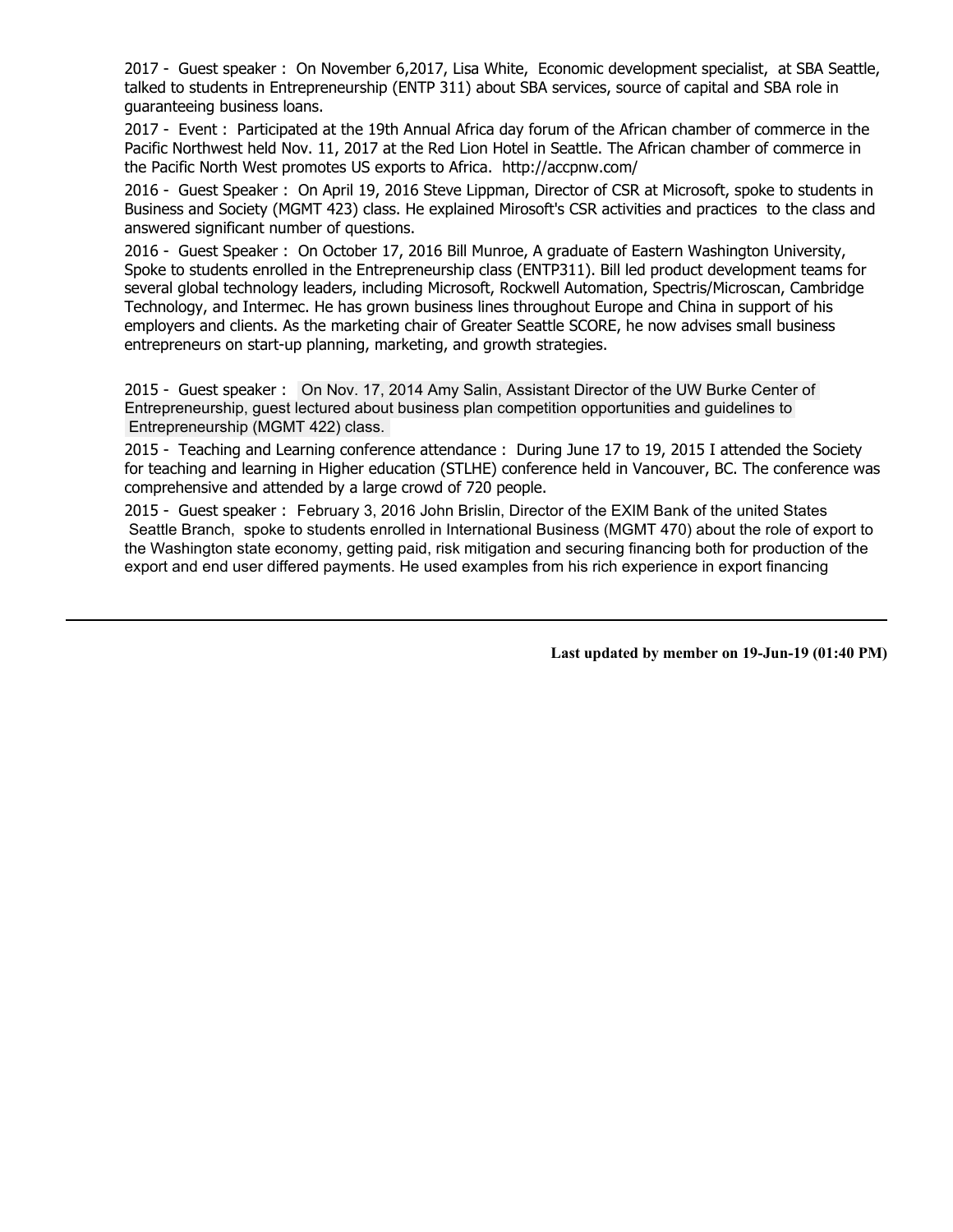2017 - Guest speaker : On November 6,2017, Lisa White, Economic development specialist, at SBA Seattle, talked to students in Entrepreneurship (ENTP 311) about SBA services, source of capital and SBA role in guaranteeing business loans.

2017 - Event : Participated at the 19th Annual Africa day forum of the African chamber of commerce in the Pacific Northwest held Nov. 11, 2017 at the Red Lion Hotel in Seattle. The African chamber of commerce in the Pacific North West promotes US exports to Africa. http://accpnw.com/

2016 - Guest Speaker : On April 19, 2016 Steve Lippman, Director of CSR at Microsoft, spoke to students in Business and Society (MGMT 423) class. He explained Mirosoft's CSR activities and practices to the class and answered significant number of questions.

2016 - Guest Speaker : On October 17, 2016 Bill Munroe, A graduate of Eastern Washington University, Spoke to students enrolled in the Entrepreneurship class (ENTP311). Bill led product development teams for several global technology leaders, including Microsoft, Rockwell Automation, Spectris/Microscan, Cambridge Technology, and Intermec. He has grown business lines throughout Europe and China in support of his employers and clients. As the marketing chair of Greater Seattle SCORE, he now advises small business entrepreneurs on start-up planning, marketing, and growth strategies.

2015 - Guest speaker : On Nov. 17, 2014 Amy Salin, Assistant Director of the UW Burke Center of Entrepreneurship, guest lectured about business plan competition opportunities and guidelines to Entrepreneurship (MGMT 422) class.

2015 - Teaching and Learning conference attendance : During June 17 to 19, 2015 I attended the Society for teaching and learning in Higher education (STLHE) conference held in Vancouver, BC. The conference was comprehensive and attended by a large crowd of 720 people.

2015 - Guest speaker : February 3, 2016 John Brislin, Director of the EXIM Bank of the united States Seattle Branch, spoke to students enrolled in International Business (MGMT 470) about the role of export to the Washington state economy, getting paid, risk mitigation and securing financing both for production of the export and end user differed payments. He used examples from his rich experience in export financing

---

**Last updated by member on 19-Jun-19 (01:40 PM)**